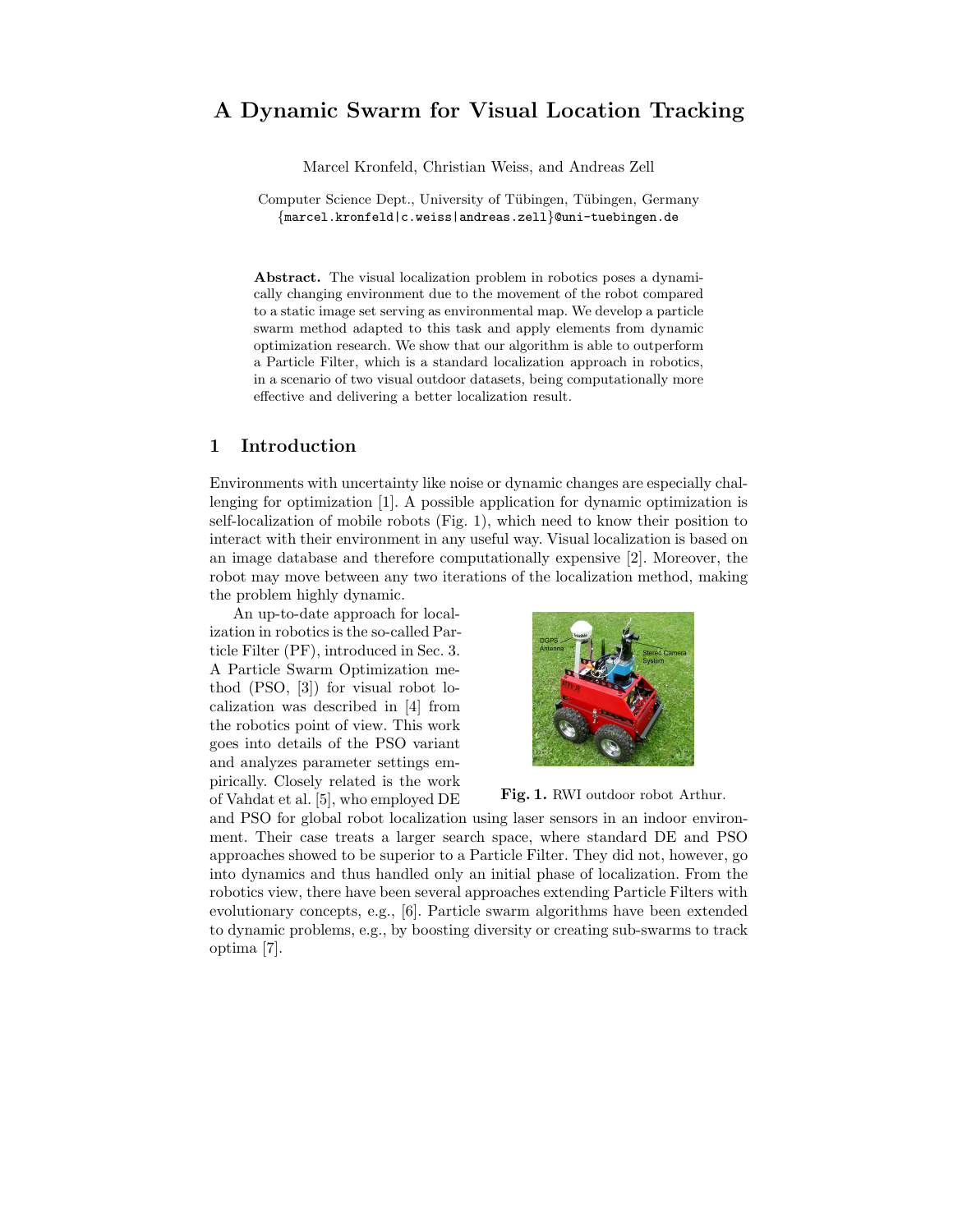# A Dynamic Swarm for Visual Location Tracking

Marcel Kronfeld, Christian Weiss, and Andreas Zell

Computer Science Dept., University of Tübingen, Tübingen, Germany
{marcel.kronfeld|c.weiss|andreas.zell}@uni-tuebingen.de

**Abstract.** The visual localization problem in robotics poses a dynamically changing environment due to the movement of the robot compared to a static image set serving as environmental map. We develop a particle swarm method adapted to this task and apply elements from dynamic optimization research. We show that our algorithm is able to outperform a Particle Filter, which is a standard localization approach in robotics, in a scenario of two visual outdoor datasets, being computationally more effective and delivering a better localization result.

## 1 Introduction

Environments with uncertainty like noise or dynamic changes are especially challenging for optimization [1]. A possible application for dynamic optimization is self-localization of mobile robots (Fig. 1), which need to know their position to interact with their environment in any useful way. Visual localization is based on an image database and therefore computationally expensive [2]. Moreover, the robot may move between any two iterations of the localization method, making the problem highly dynamic.

An up-to-date approach for localization in robotics is the so-called Particle Filter (PF), introduced in Sec. 3. A Particle Swarm Optimization method (PSO, [3]) for visual robot localization was described in [4] from the robotics point of view. This work goes into details of the PSO variant and analyzes parameter settings empirically. Closely related is the work of Vahdat et al. [5], who employed DE and PSO for global robot localization using laser sensors in an indoor environment. Their case treats a larger search space, where standard DE and PSO approaches showed to be superior to a Particle Filter. They did not, however, go into dynamics and thus handled only an initial phase of localization. From the robotics view, there have been several approaches extending Particle Filters with evolutionary concepts, e.g., [6]. Particle swarm algorithms have been extended to dynamic problems, e.g., by boosting diversity or creating sub-swarms to track optima [7].

**Fig. 1.** RWI outdoor robot Arthur.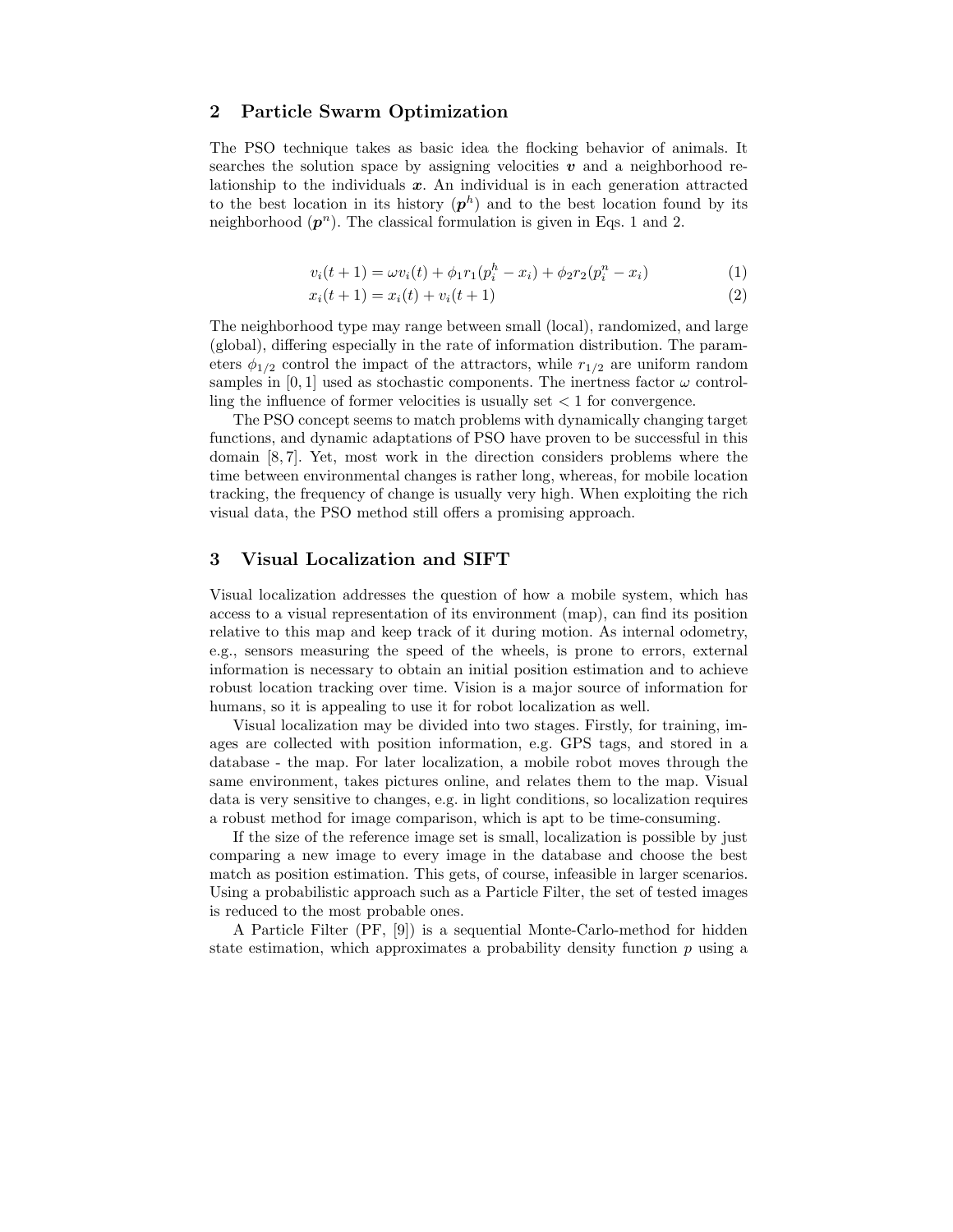## 2 Particle Swarm Optimization

The PSO technique takes as basic idea the flocking behavior of animals. It searches the solution space by assigning velocities $\boldsymbol{v}$ and a neighborhood relationship to the individuals $\boldsymbol{x}$. An individual is in each generation attracted to the best location in its history ($\boldsymbol{p}^h$) and to the best location found by its neighborhood ($\boldsymbol{p}^n$). The classical formulation is given in Eqs. 1 and 2.

$$v_i(t+1) = \omega v_i(t) + \phi_1 r_1 (p_i^h - x_i) + \phi_2 r_2 (p_i^n - x_i) \tag{1}$$

$$x_i(t+1) = x_i(t) + v_i(t+1) \tag{2}$$

The neighborhood type may range between small (local), randomized, and large (global), differing especially in the rate of information distribution. The parameters $\phi_{1/2}$ control the impact of the attractors, while $r_{1/2}$ are uniform random samples in $[0, 1]$ used as stochastic components. The inertness factor $\omega$ controlling the influence of former velocities is usually set $< 1$ for convergence.

The PSO concept seems to match problems with dynamically changing target functions, and dynamic adaptations of PSO have proven to be successful in this domain [8, 7]. Yet, most work in the direction considers problems where the time between environmental changes is rather long, whereas, for mobile location tracking, the frequency of change is usually very high. When exploiting the rich visual data, the PSO method still offers a promising approach.

## 3 Visual Localization and SIFT

Visual localization addresses the question of how a mobile system, which has access to a visual representation of its environment (map), can find its position relative to this map and keep track of it during motion. As internal odometry, e.g., sensors measuring the speed of the wheels, is prone to errors, external information is necessary to obtain an initial position estimation and to achieve robust location tracking over time. Vision is a major source of information for humans, so it is appealing to use it for robot localization as well.

Visual localization may be divided into two stages. Firstly, for training, images are collected with position information, e.g. GPS tags, and stored in a database - the map. For later localization, a mobile robot moves through the same environment, takes pictures online, and relates them to the map. Visual data is very sensitive to changes, e.g. in light conditions, so localization requires a robust method for image comparison, which is apt to be time-consuming.

If the size of the reference image set is small, localization is possible by just comparing a new image to every image in the database and choose the best match as position estimation. This gets, of course, infeasible in larger scenarios. Using a probabilistic approach such as a Particle Filter, the set of tested images is reduced to the most probable ones.

A Particle Filter (PF, [9]) is a sequential Monte-Carlo-method for hidden state estimation, which approximates a probability density function $p$ using a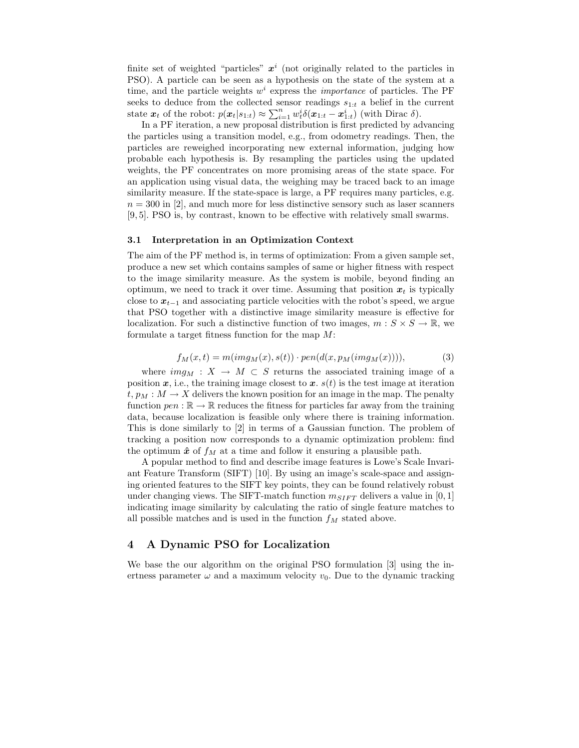finite set of weighted "particles" $\boldsymbol{x}^i$ (not originally related to the particles in PSO). A particle can be seen as a hypothesis on the state of the system at a time, and the particle weights $w^i$ express the *importance* of particles. The PF seeks to deduce from the collected sensor readings $s_{1:t}$ a belief in the current state $\boldsymbol{x}_t$ of the robot: $p(\boldsymbol{x}_t|s_{1:t}) \approx \sum_{i=1}^{n} w_t^i \delta(\boldsymbol{x}_{1:t} - \boldsymbol{x}_{1:t}^i)$ (with Dirac $\delta$).

In a PF iteration, a new proposal distribution is first predicted by advancing the particles using a transition model, e.g., from odometry readings. Then, the particles are reweighed incorporating new external information, judging how probable each hypothesis is. By resampling the particles using the updated weights, the PF concentrates on more promising areas of the state space. For an application using visual data, the weighing may be traced back to an image similarity measure. If the state-space is large, a PF requires many particles, e.g. $n = 300$ in [2], and much more for less distinctive sensory such as laser scanners [9, 5]. PSO is, by contrast, known to be effective with relatively small swarms.

### 3.1 Interpretation in an Optimization Context

The aim of the PF method is, in terms of optimization: From a given sample set, produce a new set which contains samples of same or higher fitness with respect to the image similarity measure. As the system is mobile, beyond finding an optimum, we need to track it over time. Assuming that position $\boldsymbol{x}_t$ is typically close to $\boldsymbol{x}_{t-1}$ and associating particle velocities with the robot's speed, we argue that PSO together with a distinctive image similarity measure is effective for localization. For such a distinctive function of two images, $m : S \times S \rightarrow \mathbb{R}$, we formulate a target fitness function for the map $M$:

$$f_M(x, t) = m(img_M(x), s(t)) \cdot pen(d(x, p_M(img_M(x)))), \tag{3}$$

where $img_M : X \rightarrow M \subset S$ returns the associated training image of a position $\boldsymbol{x}$, i.e., the training image closest to $\boldsymbol{x}$. $s(t)$ is the test image at iteration $t$, $p_M : M \rightarrow X$ delivers the known position for an image in the map. The penalty function $pen : \mathbb{R} \rightarrow \mathbb{R}$ reduces the fitness for particles far away from the training data, because localization is feasible only where there is training information. This is done similarly to [2] in terms of a Gaussian function. The problem of tracking a position now corresponds to a dynamic optimization problem: find the optimum $\hat{\boldsymbol{x}}$ of $f_M$ at a time and follow it ensuring a plausible path.

A popular method to find and describe image features is Lowe's Scale Invariant Feature Transform (SIFT) [10]. By using an image's scale-space and assigning oriented features to the SIFT key points, they can be found relatively robust under changing views. The SIFT-match function $m_{SIFT}$ delivers a value in $[0, 1]$ indicating image similarity by calculating the ratio of single feature matches to all possible matches and is used in the function $f_M$ stated above.

## 4 A Dynamic PSO for Localization

We base the our algorithm on the original PSO formulation [3] using the inertness parameter $\omega$ and a maximum velocity $v_0$. Due to the dynamic tracking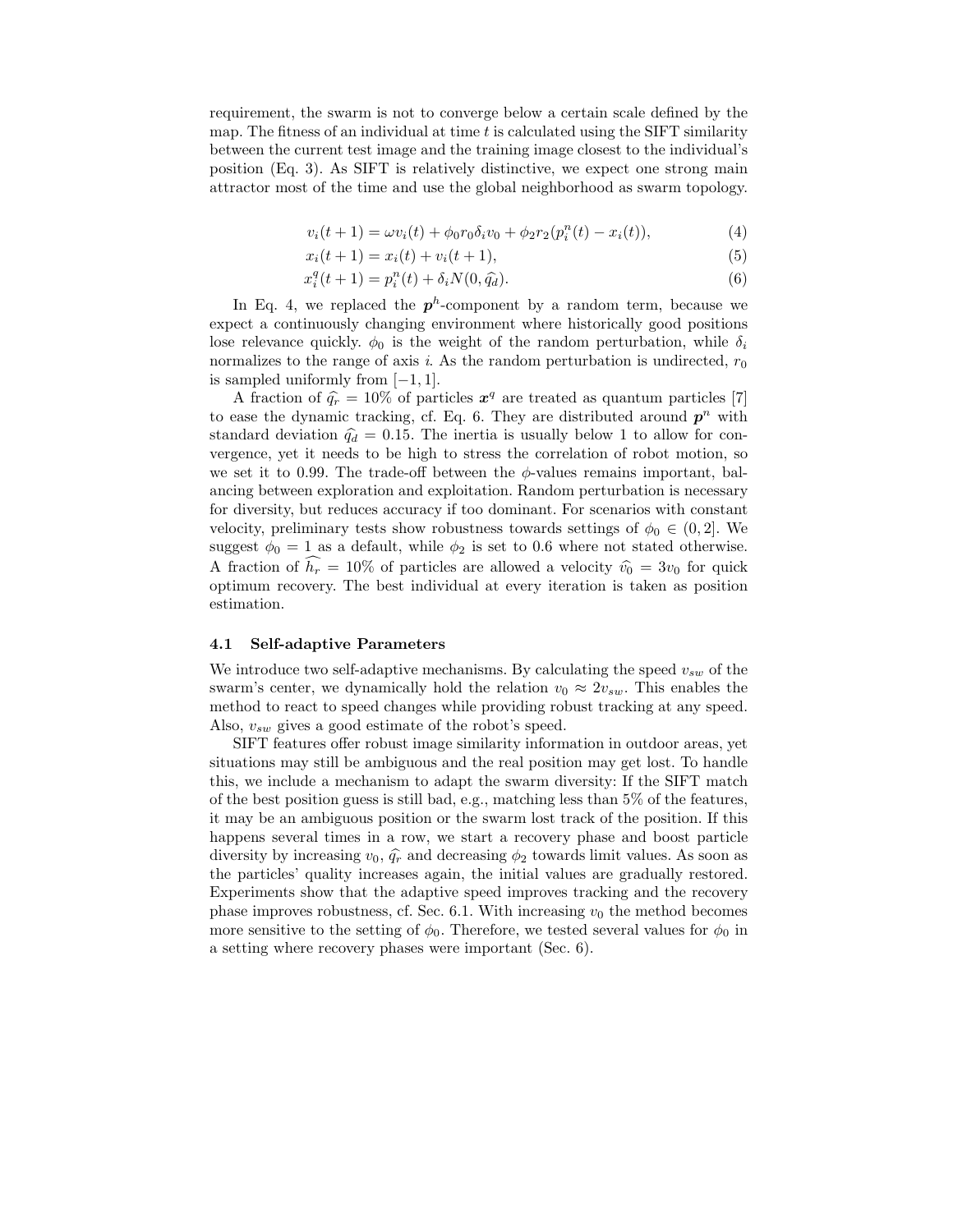requirement, the swarm is not to converge below a certain scale defined by the map. The fitness of an individual at time $t$ is calculated using the SIFT similarity between the current test image and the training image closest to the individual's position (Eq. 3). As SIFT is relatively distinctive, we expect one strong main attractor most of the time and use the global neighborhood as swarm topology.

$$v_i(t+1) = \omega v_i(t) + \phi_0 r_0 \delta_i v_0 + \phi_2 r_2 (p_i^n(t) - x_i(t)), \tag{4}$$

$$x_i(t+1) = x_i(t) + v_i(t+1), \tag{5}$$

$$x_i^q(t+1) = p_i^n(t) + \delta_i N(0, \widehat{q_d}). \tag{6}$$

In Eq. 4, we replaced the $\boldsymbol{p}^h$-component by a random term, because we expect a continuously changing environment where historically good positions lose relevance quickly. $\phi_0$ is the weight of the random perturbation, while $\delta_i$ normalizes to the range of axis $i$. As the random perturbation is undirected, $r_0$ is sampled uniformly from $[-1, 1]$.

A fraction of $\widehat{q_r} = 10\%$ of particles $\boldsymbol{x}^q$ are treated as quantum particles [7] to ease the dynamic tracking, cf. Eq. 6. They are distributed around $\boldsymbol{p}^n$ with standard deviation $\widehat{q_d} = 0.15$. The inertia is usually below 1 to allow for convergence, yet it needs to be high to stress the correlation of robot motion, so we set it to 0.99. The trade-off between the $\phi$-values remains important, balancing between exploration and exploitation. Random perturbation is necessary for diversity, but reduces accuracy if too dominant. For scenarios with constant velocity, preliminary tests show robustness towards settings of $\phi_0 \in (0, 2]$. We suggest $\phi_0 = 1$ as a default, while $\phi_2$ is set to 0.6 where not stated otherwise. A fraction of $\widehat{h_r} = 10\%$ of particles are allowed a velocity $\widehat{v_0} = 3v_0$ for quick optimum recovery. The best individual at every iteration is taken as position estimation.

### 4.1 Self-adaptive Parameters

We introduce two self-adaptive mechanisms. By calculating the speed $v_{sw}$ of the swarm's center, we dynamically hold the relation $v_0 \approx 2v_{sw}$. This enables the method to react to speed changes while providing robust tracking at any speed. Also, $v_{sw}$ gives a good estimate of the robot's speed.

SIFT features offer robust image similarity information in outdoor areas, yet situations may still be ambiguous and the real position may get lost. To handle this, we include a mechanism to adapt the swarm diversity: If the SIFT match of the best position guess is still bad, e.g., matching less than 5% of the features, it may be an ambiguous position or the swarm lost track of the position. If this happens several times in a row, we start a recovery phase and boost particle diversity by increasing $v_0$, $\widehat{q_r}$ and decreasing $\phi_2$ towards limit values. As soon as the particles' quality increases again, the initial values are gradually restored. Experiments show that the adaptive speed improves tracking and the recovery phase improves robustness, cf. Sec. 6.1. With increasing $v_0$ the method becomes more sensitive to the setting of $\phi_0$. Therefore, we tested several values for $\phi_0$ in a setting where recovery phases were important (Sec. 6).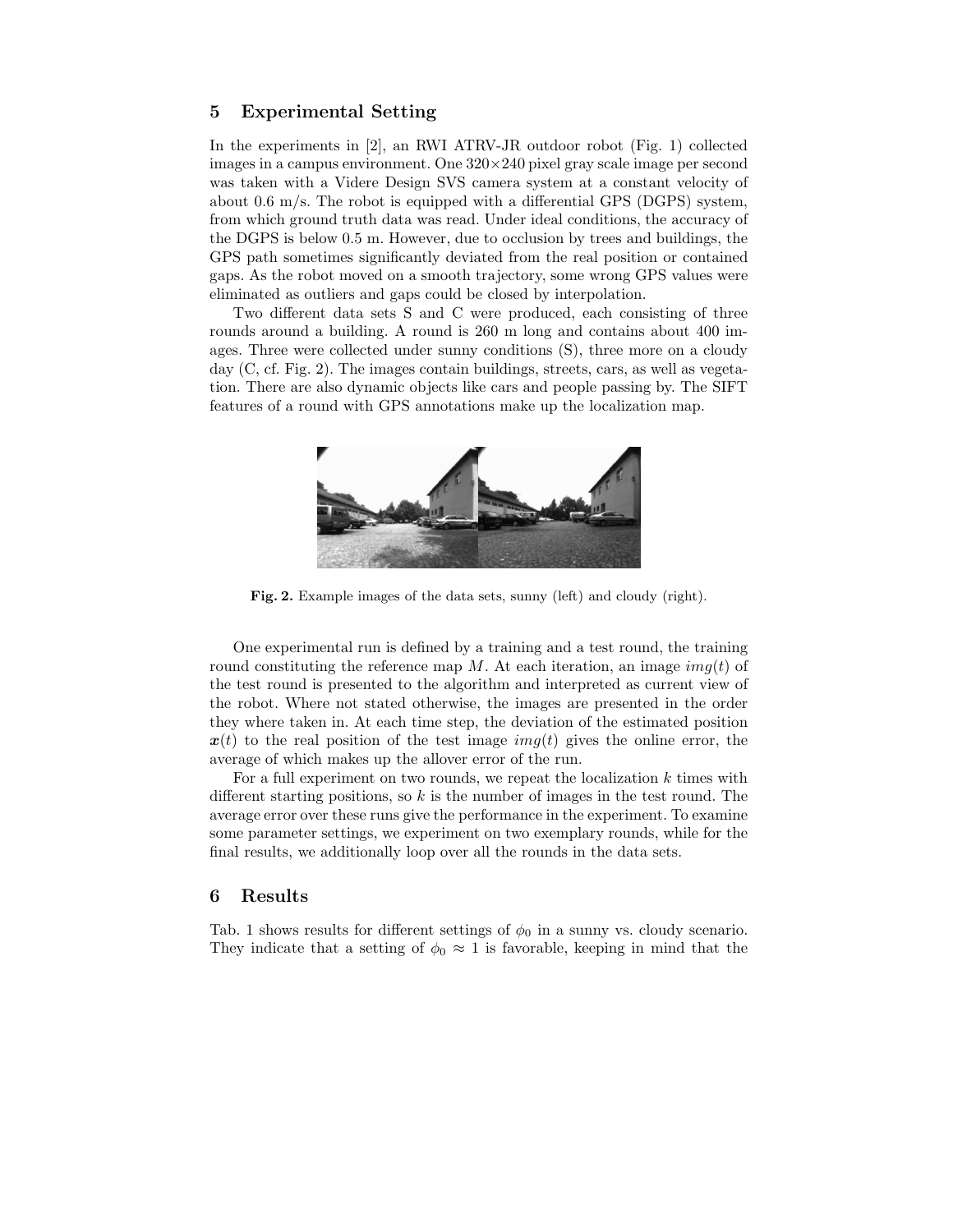## 5 Experimental Setting

In the experiments in [2], an RWI ATRV-JR outdoor robot (Fig. 1) collected images in a campus environment. One 320×240 pixel gray scale image per second was taken with a Videre Design SVS camera system at a constant velocity of about 0.6 m/s. The robot is equipped with a differential GPS (DGPS) system, from which ground truth data was read. Under ideal conditions, the accuracy of the DGPS is below 0.5 m. However, due to occlusion by trees and buildings, the GPS path sometimes significantly deviated from the real position or contained gaps. As the robot moved on a smooth trajectory, some wrong GPS values were eliminated as outliers and gaps could be closed by interpolation.

Two different data sets S and C were produced, each consisting of three rounds around a building. A round is 260 m long and contains about 400 images. Three were collected under sunny conditions (S), three more on a cloudy day (C, cf. Fig. 2). The images contain buildings, streets, cars, as well as vegetation. There are also dynamic objects like cars and people passing by. The SIFT features of a round with GPS annotations make up the localization map.

**Fig. 2.** Example images of the data sets, sunny (left) and cloudy (right).

One experimental run is defined by a training and a test round, the training round constituting the reference map $M$. At each iteration, an image $img(t)$ of the test round is presented to the algorithm and interpreted as current view of the robot. Where not stated otherwise, the images are presented in the order they where taken in. At each time step, the deviation of the estimated position $\boldsymbol{x}(t)$ to the real position of the test image $img(t)$ gives the online error, the average of which makes up the allover error of the run.

For a full experiment on two rounds, we repeat the localization $k$ times with different starting positions, so $k$ is the number of images in the test round. The average error over these runs give the performance in the experiment. To examine some parameter settings, we experiment on two exemplary rounds, while for the final results, we additionally loop over all the rounds in the data sets.

## 6 Results

Tab. 1 shows results for different settings of $\phi_0$ in a sunny vs. cloudy scenario. They indicate that a setting of $\phi_0 \approx 1$ is favorable, keeping in mind that the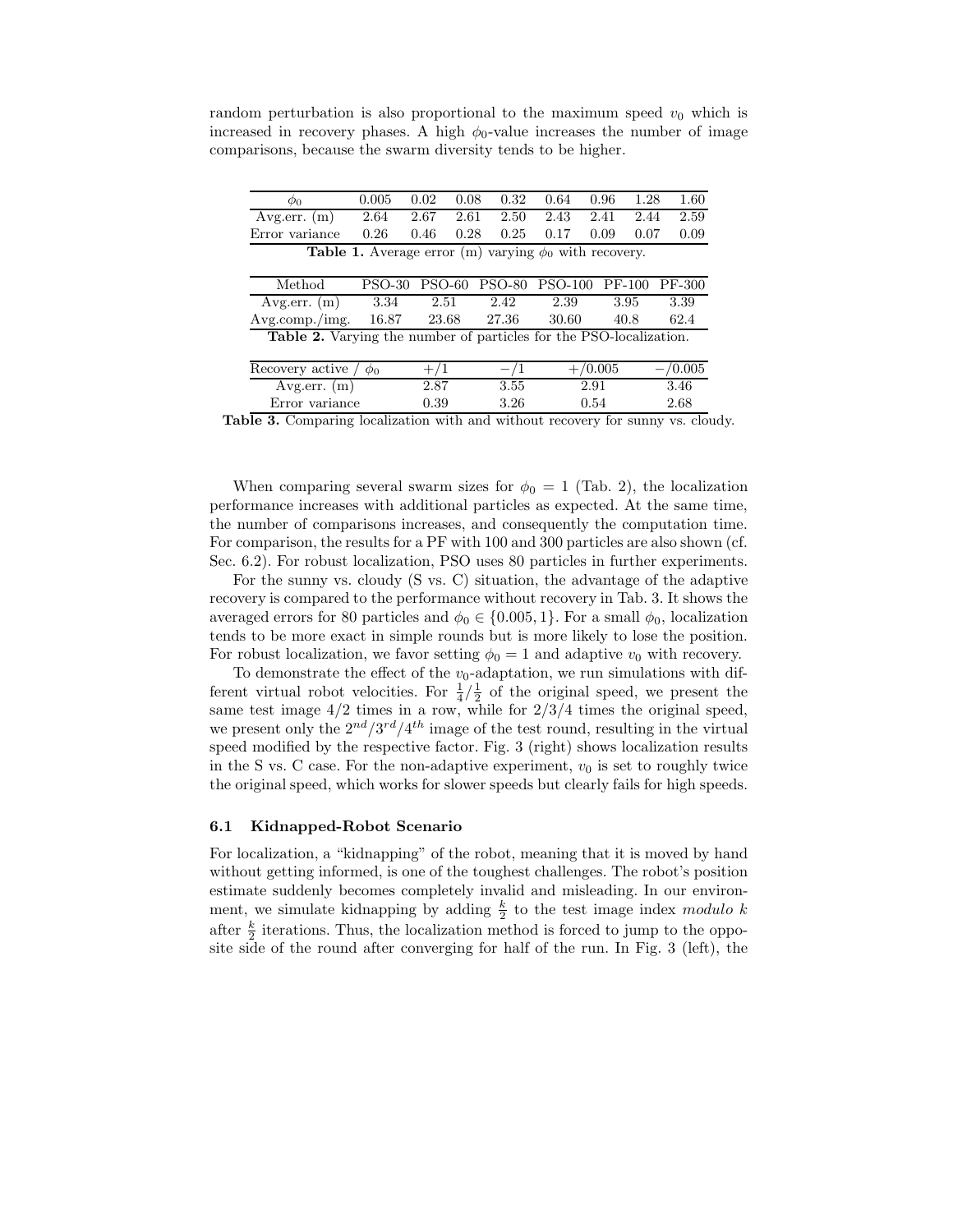random perturbation is also proportional to the maximum speed $v_0$ which is increased in recovery phases. A high $\phi_0$-value increases the number of image comparisons, because the swarm diversity tends to be higher.

| $\phi_0$ | 0.005 | 0.02 | 0.08 | 0.32 | 0.64 | 0.96 | 1.28 | 1.60 |
|---|---|---|---|---|---|---|---|---|
| Avg.err. (m) | 2.64 | 2.67 | 2.61 | 2.50 | 2.43 | 2.41 | 2.44 | 2.59 |
| Error variance | 0.26 | 0.46 | 0.28 | 0.25 | 0.17 | 0.09 | 0.07 | 0.09 |

**Table 1.** Average error (m) varying $\phi_0$ with recovery.

| Method | PSO-30 | PSO-60 | PSO-80 | PSO-100 | PF-100 | PF-300 |
|---|---|---|---|---|---|---|
| Avg.err. (m) | 3.34 | 2.51 | 2.42 | 2.39 | 3.95 | 3.39 |
| Avg.comp./img. | 16.87 | 23.68 | 27.36 | 30.60 | 40.8 | 62.4 |

**Table 2.** Varying the number of particles for the PSO-localization.

| Recovery active / $\phi_0$ | $+/1$ | $-/1$ | $+/0.005$ | $-/0.005$ |
|---|---|---|---|---|
| Avg.err. (m) | 2.87 | 3.55 | 2.91 | 3.46 |
| Error variance | 0.39 | 3.26 | 0.54 | 2.68 |

**Table 3.** Comparing localization with and without recovery for sunny vs. cloudy.

When comparing several swarm sizes for $\phi_0 = 1$ (Tab. 2), the localization performance increases with additional particles as expected. At the same time, the number of comparisons increases, and consequently the computation time. For comparison, the results for a PF with 100 and 300 particles are also shown (cf. Sec. 6.2). For robust localization, PSO uses 80 particles in further experiments.

For the sunny vs. cloudy (S vs. C) situation, the advantage of the adaptive recovery is compared to the performance without recovery in Tab. 3. It shows the averaged errors for 80 particles and $\phi_0 \in \{0.005, 1\}$. For a small $\phi_0$, localization tends to be more exact in simple rounds but is more likely to lose the position. For robust localization, we favor setting $\phi_0 = 1$ and adaptive $v_0$ with recovery.

To demonstrate the effect of the $v_0$-adaptation, we run simulations with different virtual robot velocities. For $\frac{1}{4}/\frac{1}{2}$ of the original speed, we present the same test image 4/2 times in a row, while for 2/3/4 times the original speed, we present only the $2^{nd}/3^{rd}/4^{th}$ image of the test round, resulting in the virtual speed modified by the respective factor. Fig. 3 (right) shows localization results in the S vs. C case. For the non-adaptive experiment, $v_0$ is set to roughly twice the original speed, which works for slower speeds but clearly fails for high speeds.

### 6.1 Kidnapped-Robot Scenario

For localization, a "kidnapping" of the robot, meaning that it is moved by hand without getting informed, is one of the toughest challenges. The robot's position estimate suddenly becomes completely invalid and misleading. In our environment, we simulate kidnapping by adding $\frac{k}{2}$ to the test image index *modulo k* after $\frac{k}{2}$ iterations. Thus, the localization method is forced to jump to the opposite side of the round after converging for half of the run. In Fig. 3 (left), the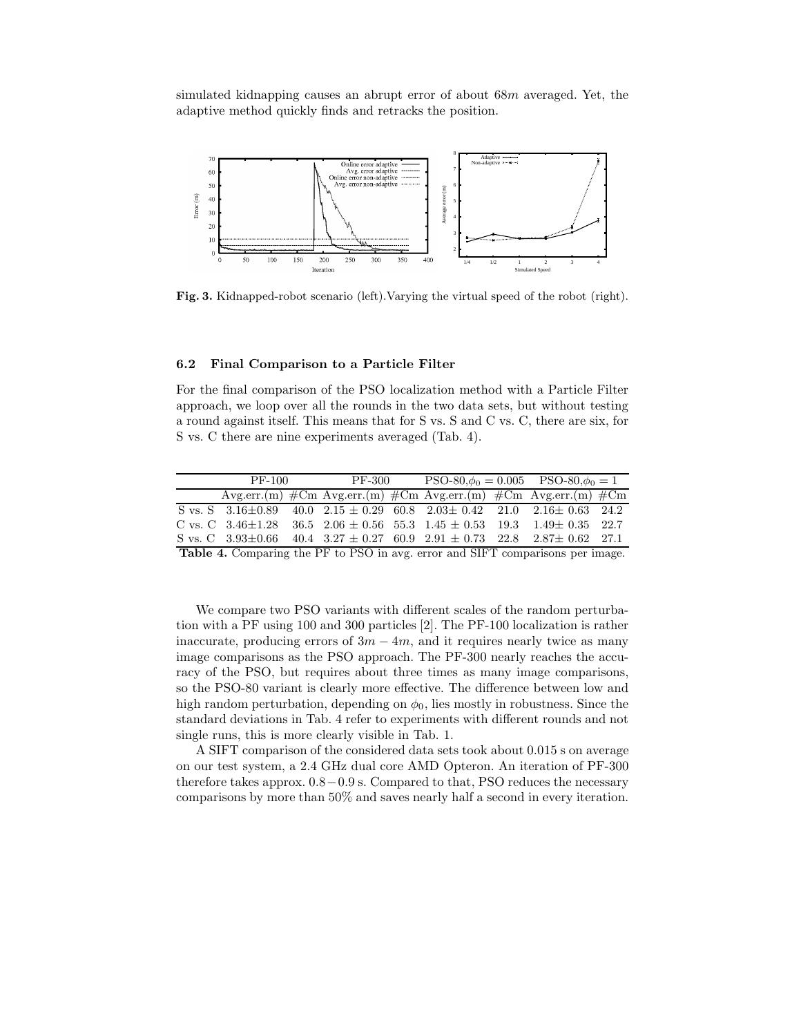simulated kidnapping causes an abrupt error of about $68m$ averaged. Yet, the adaptive method quickly finds and retracks the position.

**Fig. 3.** Kidnapped-robot scenario (left). Varying the virtual speed of the robot (right).

### 6.2 Final Comparison to a Particle Filter

For the final comparison of the PSO localization method with a Particle Filter approach, we loop over all the rounds in the two data sets, but without testing a round against itself. This means that for S vs. S and C vs. C, there are six, for S vs. C there are nine experiments averaged (Tab. 4).

| | PF-100 | | PF-300 | | PSO-80, $\phi_0 = 0.005$ | | PSO-80, $\phi_0 = 1$ | |
|---|---|---|---|---|---|---|---|---|
| | Avg.err.(m) | #Cm | Avg.err.(m) | #Cm | Avg.err.(m) | #Cm | Avg.err.(m) | #Cm |
| S vs. S | 3.16±0.89 | 40.0 | 2.15 ± 0.29 | 60.8 | 2.03± 0.42 | 21.0 | 2.16± 0.63 | 24.2 |
| C vs. C | 3.46±1.28 | 36.5 | 2.06 ± 0.56 | 55.3 | 1.45 ± 0.53 | 19.3 | 1.49± 0.35 | 22.7 |
| S vs. C | 3.93±0.66 | 40.4 | 3.27 ± 0.27 | 60.9 | 2.91 ± 0.73 | 22.8 | 2.87± 0.62 | 27.1 |

**Table 4.** Comparing the PF to PSO in avg. error and SIFT comparisons per image.

We compare two PSO variants with different scales of the random perturbation with a PF using 100 and 300 particles [2]. The PF-100 localization is rather inaccurate, producing errors of $3m - 4m$, and it requires nearly twice as many image comparisons as the PSO approach. The PF-300 nearly reaches the accuracy of the PSO, but requires about three times as many image comparisons, so the PSO-80 variant is clearly more effective. The difference between low and high random perturbation, depending on $\phi_0$, lies mostly in robustness. Since the standard deviations in Tab. 4 refer to experiments with different rounds and not single runs, this is more clearly visible in Tab. 1.

A SIFT comparison of the considered data sets took about 0.015 s on average on our test system, a 2.4 GHz dual core AMD Opteron. An iteration of PF-300 therefore takes approx. $0.8 - 0.9$ s. Compared to that, PSO reduces the necessary comparisons by more than 50% and saves nearly half a second in every iteration.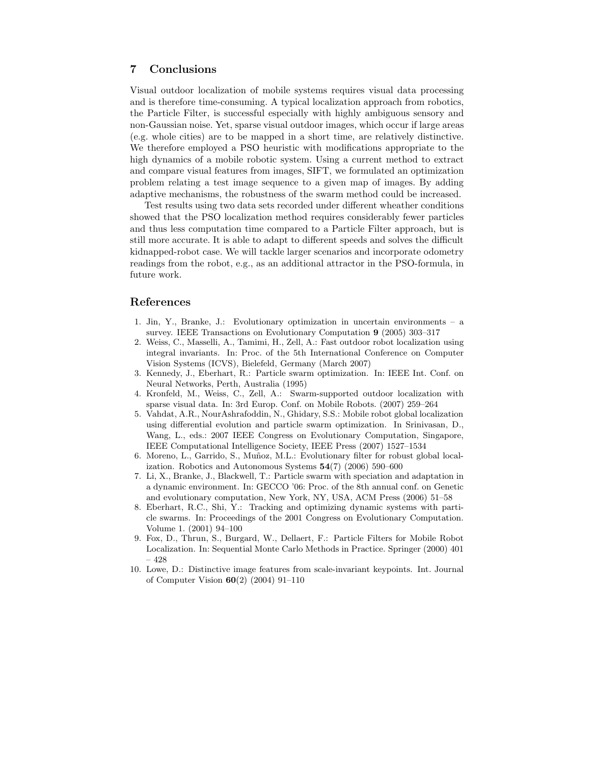## 7 Conclusions

Visual outdoor localization of mobile systems requires visual data processing and is therefore time-consuming. A typical localization approach from robotics, the Particle Filter, is successful especially with highly ambiguous sensory and non-Gaussian noise. Yet, sparse visual outdoor images, which occur if large areas (e.g. whole cities) are to be mapped in a short time, are relatively distinctive. We therefore employed a PSO heuristic with modifications appropriate to the high dynamics of a mobile robotic system. Using a current method to extract and compare visual features from images, SIFT, we formulated an optimization problem relating a test image sequence to a given map of images. By adding adaptive mechanisms, the robustness of the swarm method could be increased.

Test results using two data sets recorded under different wheather conditions showed that the PSO localization method requires considerably fewer particles and thus less computation time compared to a Particle Filter approach, but is still more accurate. It is able to adapt to different speeds and solves the difficult kidnapped-robot case. We will tackle larger scenarios and incorporate odometry readings from the robot, e.g., as an additional attractor in the PSO-formula, in future work.

## References

1. Jin, Y., Branke, J.: Evolutionary optimization in uncertain environments – a survey. IEEE Transactions on Evolutionary Computation **9** (2005) 303–317
2. Weiss, C., Masselli, A., Tamimi, H., Zell, A.: Fast outdoor robot localization using integral invariants. In: Proc. of the 5th International Conference on Computer Vision Systems (ICVS), Bielefeld, Germany (March 2007)
3. Kennedy, J., Eberhart, R.: Particle swarm optimization. In: IEEE Int. Conf. on Neural Networks, Perth, Australia (1995)
4. Kronfeld, M., Weiss, C., Zell, A.: Swarm-supported outdoor localization with sparse visual data. In: 3rd Europ. Conf. on Mobile Robots. (2007) 259–264
5. Vahdat, A.R., NourAshrafoddin, N., Ghidary, S.S.: Mobile robot global localization using differential evolution and particle swarm optimization. In Srinivasan, D., Wang, L., eds.: 2007 IEEE Congress on Evolutionary Computation, Singapore, IEEE Computational Intelligence Society, IEEE Press (2007) 1527–1534
6. Moreno, L., Garrido, S., Muñoz, M.L.: Evolutionary filter for robust global localization. Robotics and Autonomous Systems **54**(7) (2006) 590–600
7. Li, X., Branke, J., Blackwell, T.: Particle swarm with speciation and adaptation in a dynamic environment. In: GECCO '06: Proc. of the 8th annual conf. on Genetic and evolutionary computation, New York, NY, USA, ACM Press (2006) 51–58
8. Eberhart, R.C., Shi, Y.: Tracking and optimizing dynamic systems with particle swarms. In: Proceedings of the 2001 Congress on Evolutionary Computation. Volume 1. (2001) 94–100
9. Fox, D., Thrun, S., Burgard, W., Dellaert, F.: Particle Filters for Mobile Robot Localization. In: Sequential Monte Carlo Methods in Practice. Springer (2000) 401 – 428
10. Lowe, D.: Distinctive image features from scale-invariant keypoints. Int. Journal of Computer Vision **60**(2) (2004) 91–110